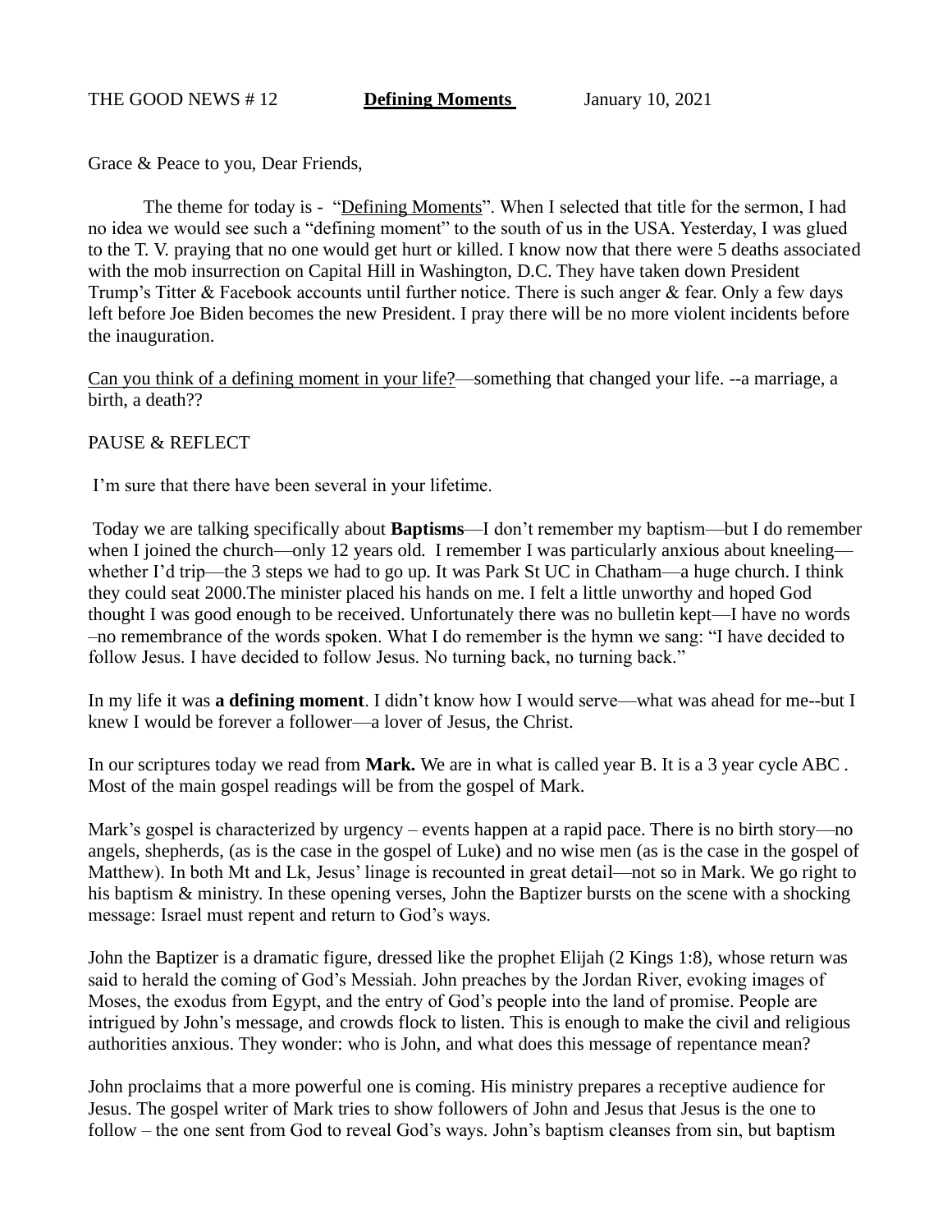THE GOOD NEWS # 12 **Defining Moments** January 10, 2021

Grace & Peace to you, Dear Friends,

The theme for today is - "Defining Moments". When I selected that title for the sermon, I had no idea we would see such a "defining moment" to the south of us in the USA. Yesterday, I was glued to the T. V. praying that no one would get hurt or killed. I know now that there were 5 deaths associated with the mob insurrection on Capital Hill in Washington, D.C. They have taken down President Trump's Titter & Facebook accounts until further notice. There is such anger & fear. Only a few days left before Joe Biden becomes the new President. I pray there will be no more violent incidents before the inauguration.

Can you think of a defining moment in your life?—something that changed your life. --a marriage, a birth, a death??

PAUSE & REFLECT

I'm sure that there have been several in your lifetime.

Today we are talking specifically about **Baptisms**—I don't remember my baptism—but I do remember when I joined the church—only 12 years old. I remember I was particularly anxious about kneeling—whether I'd trip—the 3 steps we had to go up. It was Park St UC in Chatham—a huge church. I think they could seat 2000.The minister placed his hands on me. I felt a little unworthy and hoped God thought I was good enough to be received. Unfortunately there was no bulletin kept—I have no words –no remembrance of the words spoken. What I do remember is the hymn we sang: "I have decided to follow Jesus. I have decided to follow Jesus. No turning back, no turning back."

In my life it was **a defining moment**. I didn't know how I would serve—what was ahead for me--but I knew I would be forever a follower—a lover of Jesus, the Christ.

In our scriptures today we read from **Mark.** We are in what is called year B. It is a 3 year cycle ABC . Most of the main gospel readings will be from the gospel of Mark.

Mark's gospel is characterized by urgency – events happen at a rapid pace. There is no birth story—no angels, shepherds, (as is the case in the gospel of Luke) and no wise men (as is the case in the gospel of Matthew). In both Mt and Lk, Jesus' linage is recounted in great detail—not so in Mark. We go right to his baptism & ministry. In these opening verses, John the Baptizer bursts on the scene with a shocking message: Israel must repent and return to God's ways.

John the Baptizer is a dramatic figure, dressed like the prophet Elijah (2 Kings 1:8), whose return was said to herald the coming of God's Messiah. John preaches by the Jordan River, evoking images of Moses, the exodus from Egypt, and the entry of God's people into the land of promise. People are intrigued by John's message, and crowds flock to listen. This is enough to make the civil and religious authorities anxious. They wonder: who is John, and what does this message of repentance mean?

John proclaims that a more powerful one is coming. His ministry prepares a receptive audience for Jesus. The gospel writer of Mark tries to show followers of John and Jesus that Jesus is the one to follow – the one sent from God to reveal God's ways. John's baptism cleanses from sin, but baptism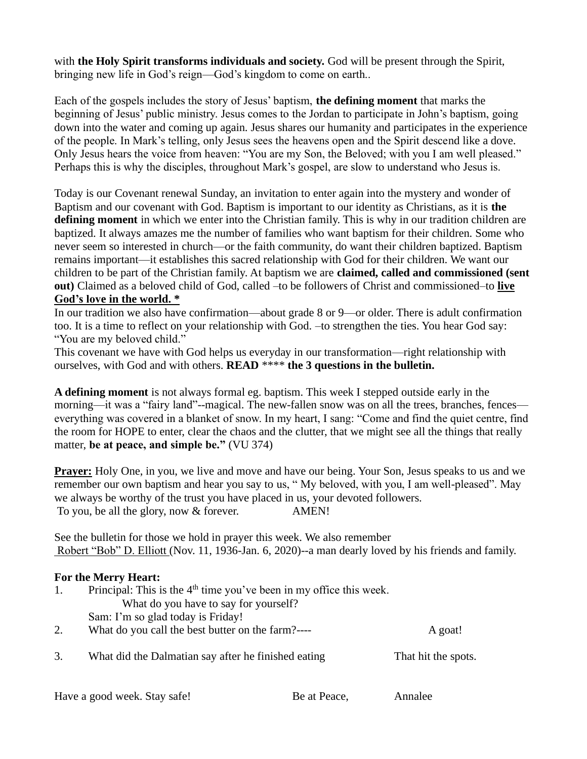with **the Holy Spirit transforms individuals and society.** God will be present through the Spirit, bringing new life in God's reign—God's kingdom to come on earth..

Each of the gospels includes the story of Jesus' baptism, **the defining moment** that marks the beginning of Jesus' public ministry. Jesus comes to the Jordan to participate in John's baptism, going down into the water and coming up again. Jesus shares our humanity and participates in the experience of the people. In Mark's telling, only Jesus sees the heavens open and the Spirit descend like a dove. Only Jesus hears the voice from heaven: "You are my Son, the Beloved; with you I am well pleased." Perhaps this is why the disciples, throughout Mark's gospel, are slow to understand who Jesus is.

Today is our Covenant renewal Sunday, an invitation to enter again into the mystery and wonder of Baptism and our covenant with God. Baptism is important to our identity as Christians, as it is **the defining moment** in which we enter into the Christian family. This is why in our tradition children are baptized. It always amazes me the number of families who want baptism for their children. Some who never seem so interested in church—or the faith community, do want their children baptized. Baptism remains important—it establishes this sacred relationship with God for their children. We want our children to be part of the Christian family. At baptism we are **claimed, called and commissioned (sent out)** Claimed as a beloved child of God, called –to be followers of Christ and commissioned–to **<u>live God's love in the world. *</u>**

In our tradition we also have confirmation—about grade 8 or 9—or older. There is adult confirmation too. It is a time to reflect on your relationship with God. –to strengthen the ties. You hear God say: "You are my beloved child."

This covenant we have with God helps us everyday in our transformation—right relationship with ourselves, with God and with others. **READ** **** **the 3 questions in the bulletin.**

**A defining moment** is not always formal eg. baptism. This week I stepped outside early in the morning—it was a "fairy land"--magical. The new-fallen snow was on all the trees, branches, fences—everything was covered in a blanket of snow. In my heart, I sang: "Come and find the quiet centre, find the room for HOPE to enter, clear the chaos and the clutter, that we might see all the things that really matter, **be at peace, and simple be."** (VU 374)

**<u>Prayer:</u>** Holy One, in you, we live and move and have our being. Your Son, Jesus speaks to us and we remember our own baptism and hear you say to us, " My beloved, with you, I am well-pleased". May we always be worthy of the trust you have placed in us, your devoted followers.
To you, be all the glory, now & forever. AMEN!

See the bulletin for those we hold in prayer this week. We also remember
<u>Robert "Bob" D. Elliott</u> (Nov. 11, 1936-Jan. 6, 2020)--a man dearly loved by his friends and family.

**For the Merry Heart:**

1. Principal: This is the 4th time you've been in my office this week.
   What do you have to say for yourself?
   Sam: I'm so glad today is Friday!
2. What do you call the best butter on the farm?---- A goat!
3. What did the Dalmatian say after he finished eating That hit the spots.

Have a good week. Stay safe! Be at Peace, Annalee